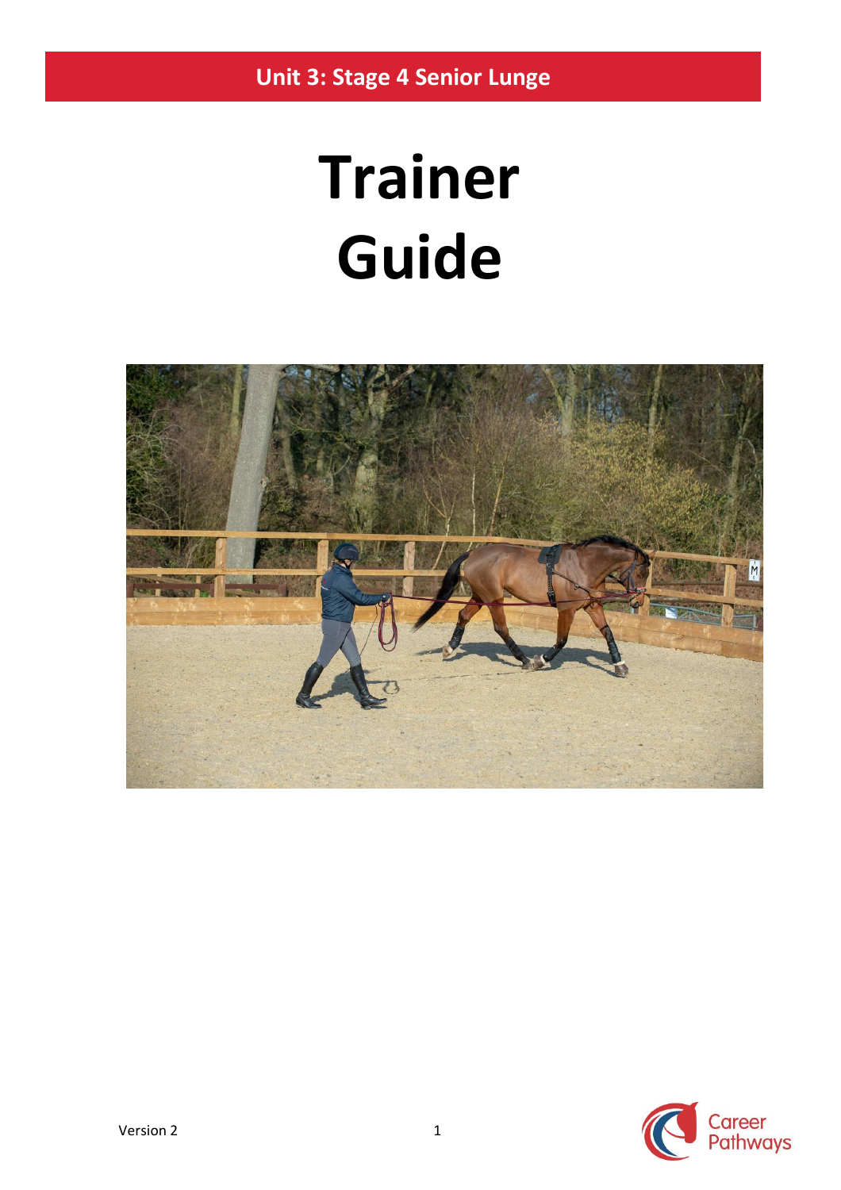**Unit 3: Stage 4 Senior Lunge**

# Trainer Guide

Version 2

Career Pathways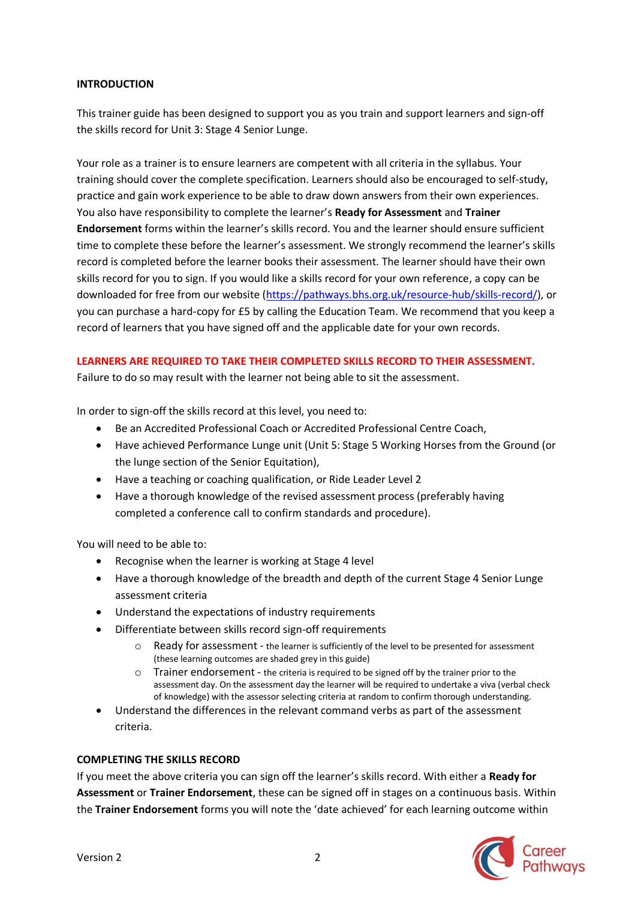**INTRODUCTION**

This trainer guide has been designed to support you as you train and support learners and sign-off the skills record for Unit 3: Stage 4 Senior Lunge.

Your role as a trainer is to ensure learners are competent with all criteria in the syllabus. Your training should cover the complete specification. Learners should also be encouraged to self-study, practice and gain work experience to be able to draw down answers from their own experiences. You also have responsibility to complete the learner's **Ready for Assessment** and **Trainer Endorsement** forms within the learner's skills record. You and the learner should ensure sufficient time to complete these before the learner's assessment. We strongly recommend the learner's skills record is completed before the learner books their assessment. The learner should have their own skills record for you to sign. If you would like a skills record for your own reference, a copy can be downloaded for free from our website (https://pathways.bhs.org.uk/resource-hub/skills-record/), or you can purchase a hard-copy for £5 by calling the Education Team. We recommend that you keep a record of learners that you have signed off and the applicable date for your own records.

**LEARNERS ARE REQUIRED TO TAKE THEIR COMPLETED SKILLS RECORD TO THEIR ASSESSMENT.**
Failure to do so may result with the learner not being able to sit the assessment.

In order to sign-off the skills record at this level, you need to:

- Be an Accredited Professional Coach or Accredited Professional Centre Coach,
- Have achieved Performance Lunge unit (Unit 5: Stage 5 Working Horses from the Ground (or the lunge section of the Senior Equitation),
- Have a teaching or coaching qualification, or Ride Leader Level 2
- Have a thorough knowledge of the revised assessment process (preferably having completed a conference call to confirm standards and procedure).

You will need to be able to:

- Recognise when the learner is working at Stage 4 level
- Have a thorough knowledge of the breadth and depth of the current Stage 4 Senior Lunge assessment criteria
- Understand the expectations of industry requirements
- Differentiate between skills record sign-off requirements
  - Ready for assessment - the learner is sufficiently of the level to be presented for assessment (these learning outcomes are shaded grey in this guide)
  - Trainer endorsement - the criteria is required to be signed off by the trainer prior to the assessment day. On the assessment day the learner will be required to undertake a viva (verbal check of knowledge) with the assessor selecting criteria at random to confirm thorough understanding.
- Understand the differences in the relevant command verbs as part of the assessment criteria.

**COMPLETING THE SKILLS RECORD**

If you meet the above criteria you can sign off the learner's skills record. With either a **Ready for Assessment** or **Trainer Endorsement**, these can be signed off in stages on a continuous basis. Within the **Trainer Endorsement** forms you will note the 'date achieved' for each learning outcome within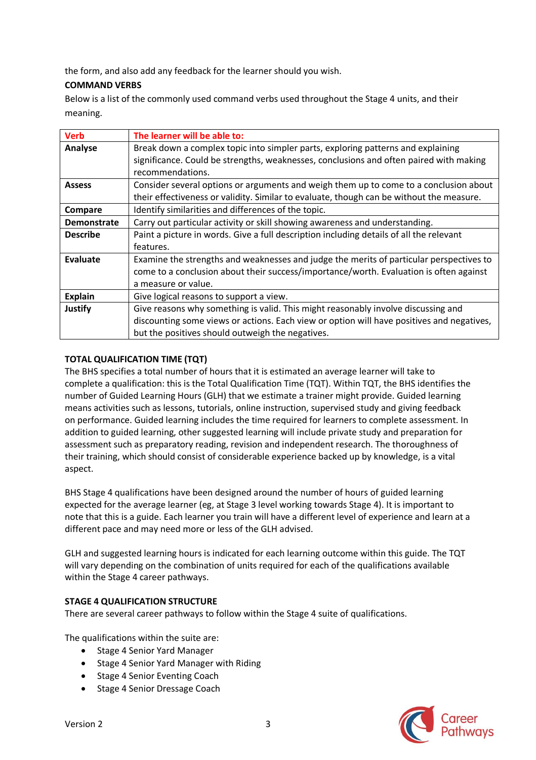the form, and also add any feedback for the learner should you wish.

**COMMAND VERBS**

Below is a list of the commonly used command verbs used throughout the Stage 4 units, and their meaning.

| Verb | The learner will be able to: |
|---|---|
| **Analyse** | Break down a complex topic into simpler parts, exploring patterns and explaining significance. Could be strengths, weaknesses, conclusions and often paired with making recommendations. |
| **Assess** | Consider several options or arguments and weigh them up to come to a conclusion about their effectiveness or validity. Similar to evaluate, though can be without the measure. |
| **Compare** | Identify similarities and differences of the topic. |
| **Demonstrate** | Carry out particular activity or skill showing awareness and understanding. |
| **Describe** | Paint a picture in words. Give a full description including details of all the relevant features. |
| **Evaluate** | Examine the strengths and weaknesses and judge the merits of particular perspectives to come to a conclusion about their success/importance/worth. Evaluation is often against a measure or value. |
| **Explain** | Give logical reasons to support a view. |
| **Justify** | Give reasons why something is valid. This might reasonably involve discussing and discounting some views or actions. Each view or option will have positives and negatives, but the positives should outweigh the negatives. |

**TOTAL QUALIFICATION TIME (TQT)**

The BHS specifies a total number of hours that it is estimated an average learner will take to complete a qualification: this is the Total Qualification Time (TQT). Within TQT, the BHS identifies the number of Guided Learning Hours (GLH) that we estimate a trainer might provide. Guided learning means activities such as lessons, tutorials, online instruction, supervised study and giving feedback on performance. Guided learning includes the time required for learners to complete assessment. In addition to guided learning, other suggested learning will include private study and preparation for assessment such as preparatory reading, revision and independent research. The thoroughness of their training, which should consist of considerable experience backed up by knowledge, is a vital aspect.

BHS Stage 4 qualifications have been designed around the number of hours of guided learning expected for the average learner (eg, at Stage 3 level working towards Stage 4). It is important to note that this is a guide. Each learner you train will have a different level of experience and learn at a different pace and may need more or less of the GLH advised.

GLH and suggested learning hours is indicated for each learning outcome within this guide. The TQT will vary depending on the combination of units required for each of the qualifications available within the Stage 4 career pathways.

**STAGE 4 QUALIFICATION STRUCTURE**

There are several career pathways to follow within the Stage 4 suite of qualifications.

The qualifications within the suite are:

- Stage 4 Senior Yard Manager
- Stage 4 Senior Yard Manager with Riding
- Stage 4 Senior Eventing Coach
- Stage 4 Senior Dressage Coach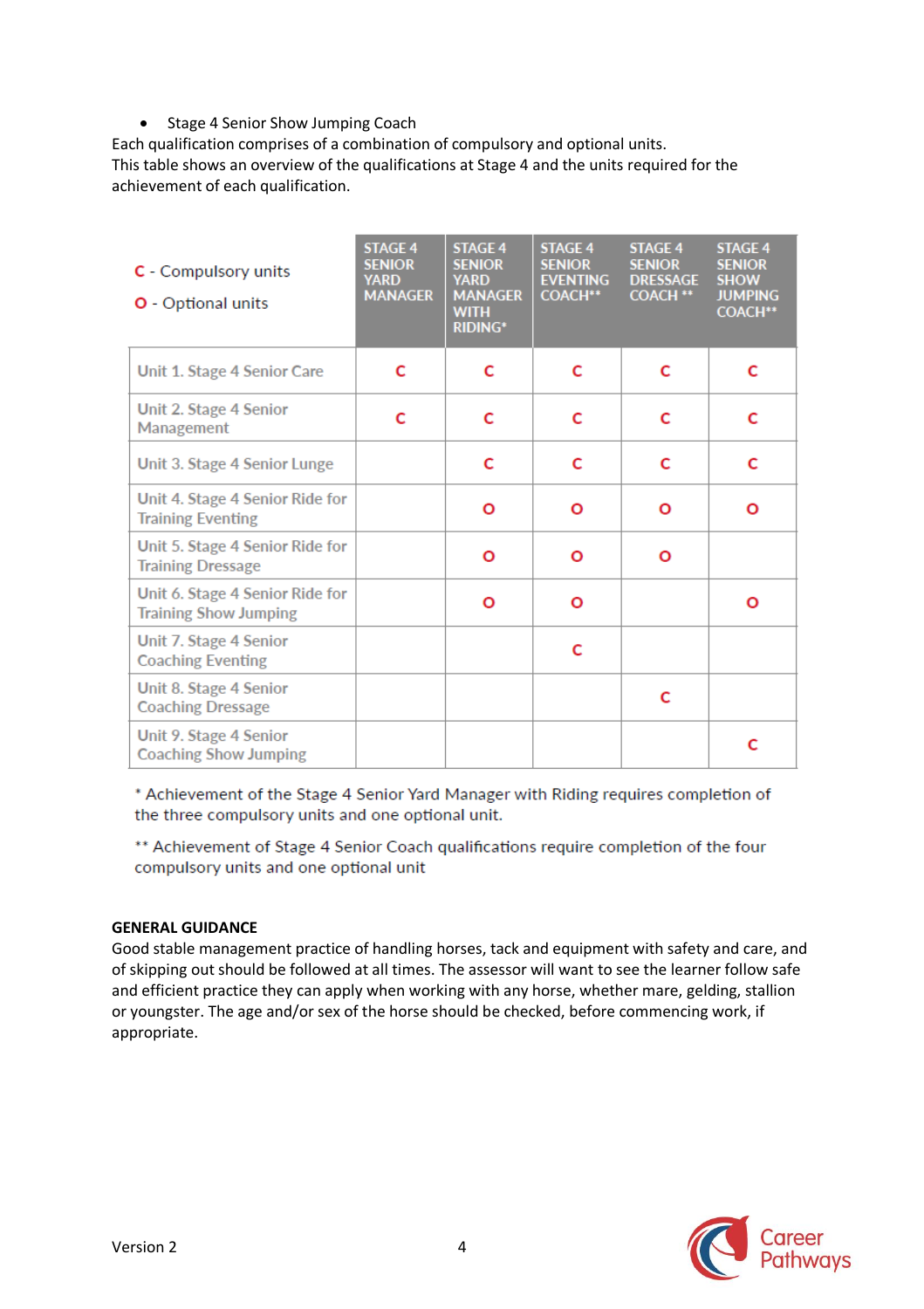- Stage 4 Senior Show Jumping Coach

Each qualification comprises of a combination of compulsory and optional units.
This table shows an overview of the qualifications at Stage 4 and the units required for the achievement of each qualification.

| C - Compulsory units<br>O - Optional units | STAGE 4 SENIOR YARD MANAGER | STAGE 4 SENIOR YARD MANAGER WITH RIDING* | STAGE 4 SENIOR EVENTING COACH** | STAGE 4 SENIOR DRESSAGE COACH ** | STAGE 4 SENIOR SHOW JUMPING COACH** |
|---|---|---|---|---|---|
| Unit 1. Stage 4 Senior Care | C | C | C | C | C |
| Unit 2. Stage 4 Senior Management | C | C | C | C | C |
| Unit 3. Stage 4 Senior Lunge | | C | C | C | C |
| Unit 4. Stage 4 Senior Ride for Training Eventing | | O | O | O | O |
| Unit 5. Stage 4 Senior Ride for Training Dressage | | O | O | O | |
| Unit 6. Stage 4 Senior Ride for Training Show Jumping | | O | O | | O |
| Unit 7. Stage 4 Senior Coaching Eventing | | | C | | |
| Unit 8. Stage 4 Senior Coaching Dressage | | | | C | |
| Unit 9. Stage 4 Senior Coaching Show Jumping | | | | | C |

* Achievement of the Stage 4 Senior Yard Manager with Riding requires completion of the three compulsory units and one optional unit.

** Achievement of Stage 4 Senior Coach qualifications require completion of the four compulsory units and one optional unit

**GENERAL GUIDANCE**

Good stable management practice of handling horses, tack and equipment with safety and care, and of skipping out should be followed at all times. The assessor will want to see the learner follow safe and efficient practice they can apply when working with any horse, whether mare, gelding, stallion or youngster. The age and/or sex of the horse should be checked, before commencing work, if appropriate.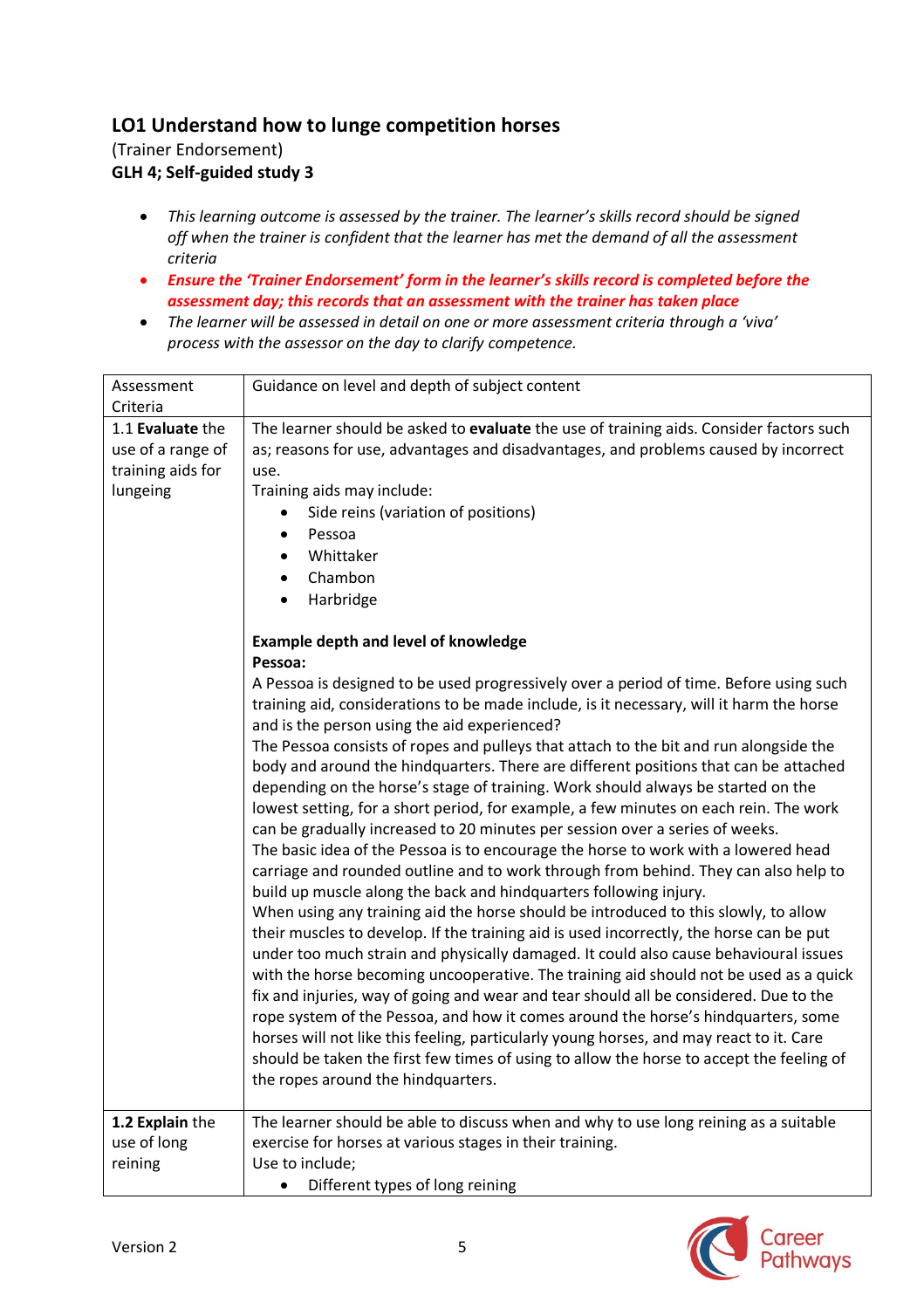## LO1 Understand how to lunge competition horses

(Trainer Endorsement)
**GLH 4; Self-guided study 3**

- *This learning outcome is assessed by the trainer. The learner's skills record should be signed off when the trainer is confident that the learner has met the demand of all the assessment criteria*
- ***Ensure the 'Trainer Endorsement' form in the learner's skills record is completed before the assessment day; this records that an assessment with the trainer has taken place***
- *The learner will be assessed in detail on one or more assessment criteria through a 'viva' process with the assessor on the day to clarify competence.*

| Assessment Criteria | Guidance on level and depth of subject content |
| --- | --- |
| 1.1 **Evaluate** the use of a range of training aids for lungeing | The learner should be asked to **evaluate** the use of training aids. Consider factors such as; reasons for use, advantages and disadvantages, and problems caused by incorrect use.<br>Training aids may include:<br>• Side reins (variation of positions)<br>• Pessoa<br>• Whittaker<br>• Chambon<br>• Harbridge<br><br>**Example depth and level of knowledge**<br>**Pessoa:**<br>A Pessoa is designed to be used progressively over a period of time. Before using such training aid, considerations to be made include, is it necessary, will it harm the horse and is the person using the aid experienced?<br>The Pessoa consists of ropes and pulleys that attach to the bit and run alongside the body and around the hindquarters. There are different positions that can be attached depending on the horse's stage of training. Work should always be started on the lowest setting, for a short period, for example, a few minutes on each rein. The work can be gradually increased to 20 minutes per session over a series of weeks.<br>The basic idea of the Pessoa is to encourage the horse to work with a lowered head carriage and rounded outline and to work through from behind. They can also help to build up muscle along the back and hindquarters following injury.<br>When using any training aid the horse should be introduced to this slowly, to allow their muscles to develop. If the training aid is used incorrectly, the horse can be put under too much strain and physically damaged. It could also cause behavioural issues with the horse becoming uncooperative. The training aid should not be used as a quick fix and injuries, way of going and wear and tear should all be considered. Due to the rope system of the Pessoa, and how it comes around the horse's hindquarters, some horses will not like this feeling, particularly young horses, and may react to it. Care should be taken the first few times of using to allow the horse to accept the feeling of the ropes around the hindquarters. |
| **1.2 Explain** the use of long reining | The learner should be able to discuss when and why to use long reining as a suitable exercise for horses at various stages in their training.<br>Use to include;<br>• Different types of long reining |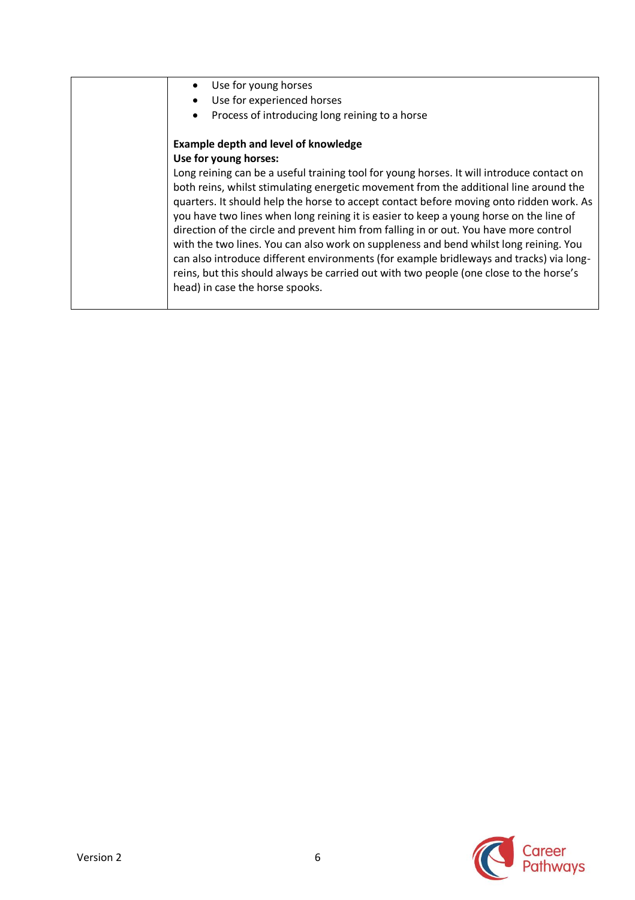| | |
|---|---|
| | • Use for young horses<br>• Use for experienced horses<br>• Process of introducing long reining to a horse<br><br>**Example depth and level of knowledge**<br>**Use for young horses:**<br>Long reining can be a useful training tool for young horses. It will introduce contact on both reins, whilst stimulating energetic movement from the additional line around the quarters. It should help the horse to accept contact before moving onto ridden work. As you have two lines when long reining it is easier to keep a young horse on the line of direction of the circle and prevent him from falling in or out. You have more control with the two lines. You can also work on suppleness and bend whilst long reining. You can also introduce different environments (for example bridleways and tracks) via long-reins, but this should always be carried out with two people (one close to the horse's head) in case the horse spooks. |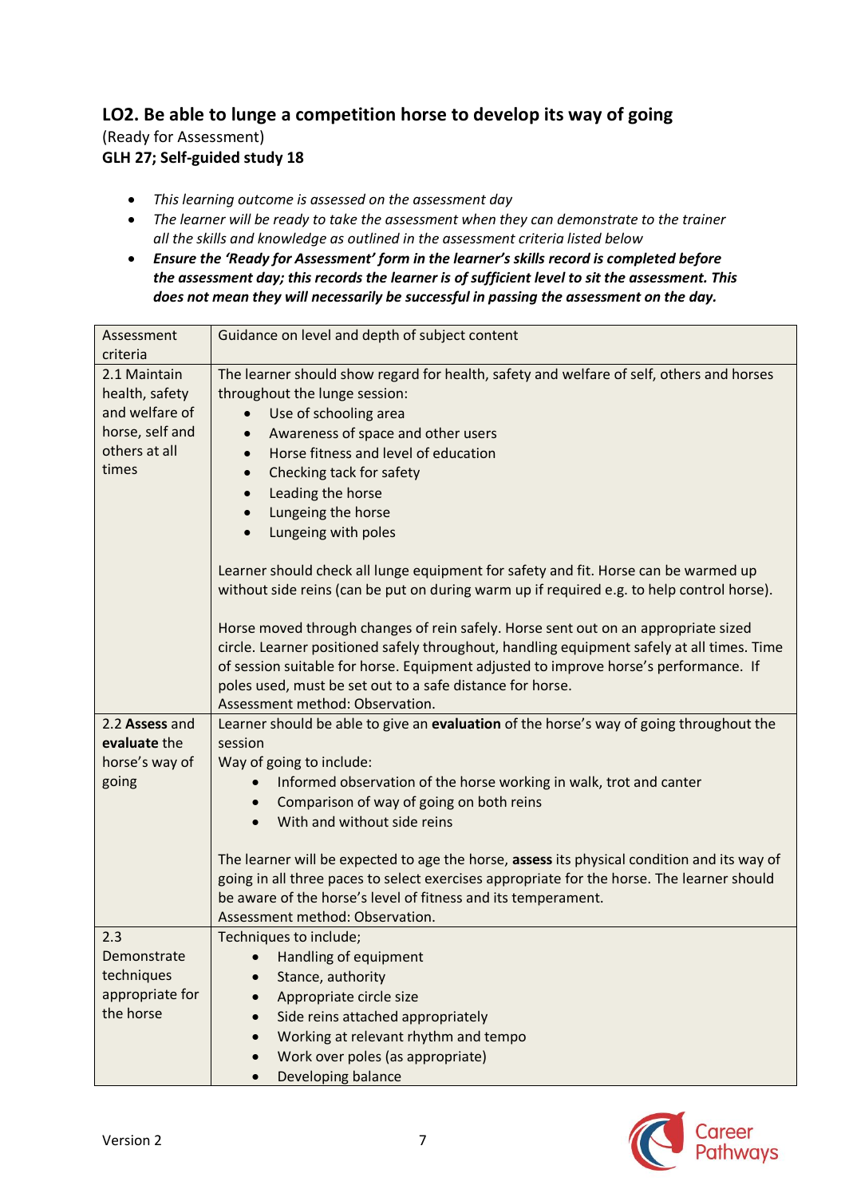## LO2. Be able to lunge a competition horse to develop its way of going

(Ready for Assessment)

**GLH 27; Self-guided study 18**

- *This learning outcome is assessed on the assessment day*
- *The learner will be ready to take the assessment when they can demonstrate to the trainer all the skills and knowledge as outlined in the assessment criteria listed below*
- ***Ensure the 'Ready for Assessment' form in the learner's skills record is completed before the assessment day; this records the learner is of sufficient level to sit the assessment. This does not mean they will necessarily be successful in passing the assessment on the day.***

| Assessment criteria | Guidance on level and depth of subject content |
|---|---|
| 2.1 Maintain health, safety and welfare of horse, self and others at all times | The learner should show regard for health, safety and welfare of self, others and horses throughout the lunge session:<br>• Use of schooling area<br>• Awareness of space and other users<br>• Horse fitness and level of education<br>• Checking tack for safety<br>• Leading the horse<br>• Lungeing the horse<br>• Lungeing with poles<br><br>Learner should check all lunge equipment for safety and fit. Horse can be warmed up without side reins (can be put on during warm up if required e.g. to help control horse).<br><br>Horse moved through changes of rein safely. Horse sent out on an appropriate sized circle. Learner positioned safely throughout, handling equipment safely at all times. Time of session suitable for horse. Equipment adjusted to improve horse's performance. If poles used, must be set out to a safe distance for horse.<br>Assessment method: Observation. |
| 2.2 **Assess** and **evaluate** the horse's way of going | Learner should be able to give an **evaluation** of the horse's way of going throughout the session<br>Way of going to include:<br>• Informed observation of the horse working in walk, trot and canter<br>• Comparison of way of going on both reins<br>• With and without side reins<br><br>The learner will be expected to age the horse, **assess** its physical condition and its way of going in all three paces to select exercises appropriate for the horse. The learner should be aware of the horse's level of fitness and its temperament.<br>Assessment method: Observation. |
| 2.3 Demonstrate techniques appropriate for the horse | Techniques to include;<br>• Handling of equipment<br>• Stance, authority<br>• Appropriate circle size<br>• Side reins attached appropriately<br>• Working at relevant rhythm and tempo<br>• Work over poles (as appropriate)<br>• Developing balance |

Version 2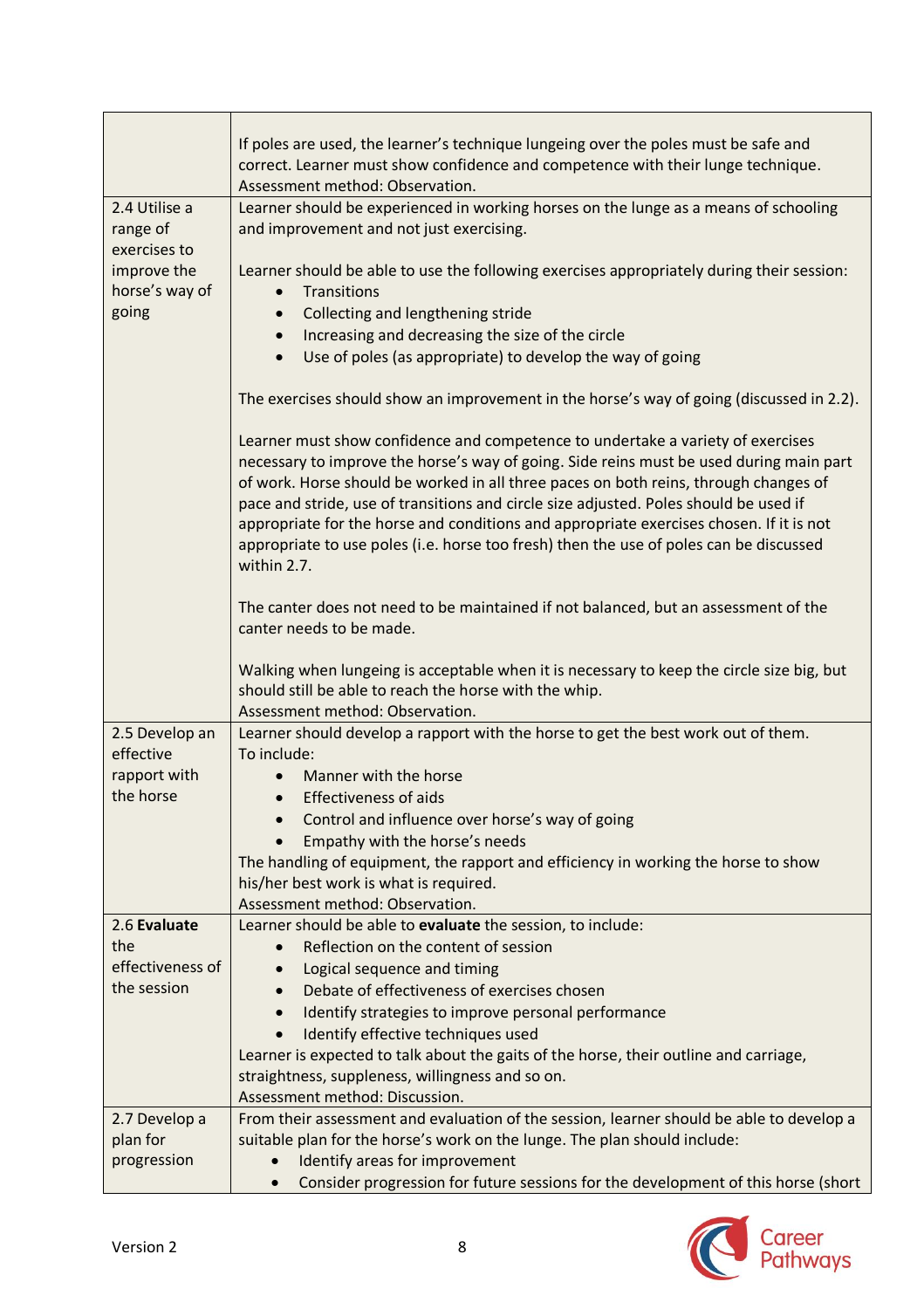| | |
|---|---|
| | If poles are used, the learner's technique lungeing over the poles must be safe and correct. Learner must show confidence and competence with their lunge technique.<br>Assessment method: Observation. |
| 2.4 Utilise a range of exercises to improve the horse's way of going | Learner should be experienced in working horses on the lunge as a means of schooling and improvement and not just exercising.<br><br>Learner should be able to use the following exercises appropriately during their session:<br>• Transitions<br>• Collecting and lengthening stride<br>• Increasing and decreasing the size of the circle<br>• Use of poles (as appropriate) to develop the way of going<br><br>The exercises should show an improvement in the horse's way of going (discussed in 2.2).<br><br>Learner must show confidence and competence to undertake a variety of exercises necessary to improve the horse's way of going. Side reins must be used during main part of work. Horse should be worked in all three paces on both reins, through changes of pace and stride, use of transitions and circle size adjusted. Poles should be used if appropriate for the horse and conditions and appropriate exercises chosen. If it is not appropriate to use poles (i.e. horse too fresh) then the use of poles can be discussed within 2.7.<br><br>The canter does not need to be maintained if not balanced, but an assessment of the canter needs to be made.<br><br>Walking when lungeing is acceptable when it is necessary to keep the circle size big, but should still be able to reach the horse with the whip.<br>Assessment method: Observation. |
| 2.5 Develop an effective rapport with the horse | Learner should develop a rapport with the horse to get the best work out of them.<br>To include:<br>• Manner with the horse<br>• Effectiveness of aids<br>• Control and influence over horse's way of going<br>• Empathy with the horse's needs<br>The handling of equipment, the rapport and efficiency in working the horse to show his/her best work is what is required.<br>Assessment method: Observation. |
| 2.6 **Evaluate** the effectiveness of the session | Learner should be able to **evaluate** the session, to include:<br>• Reflection on the content of session<br>• Logical sequence and timing<br>• Debate of effectiveness of exercises chosen<br>• Identify strategies to improve personal performance<br>• Identify effective techniques used<br>Learner is expected to talk about the gaits of the horse, their outline and carriage, straightness, suppleness, willingness and so on.<br>Assessment method: Discussion. |
| 2.7 Develop a plan for progression | From their assessment and evaluation of the session, learner should be able to develop a suitable plan for the horse's work on the lunge. The plan should include:<br>• Identify areas for improvement<br>• Consider progression for future sessions for the development of this horse (short |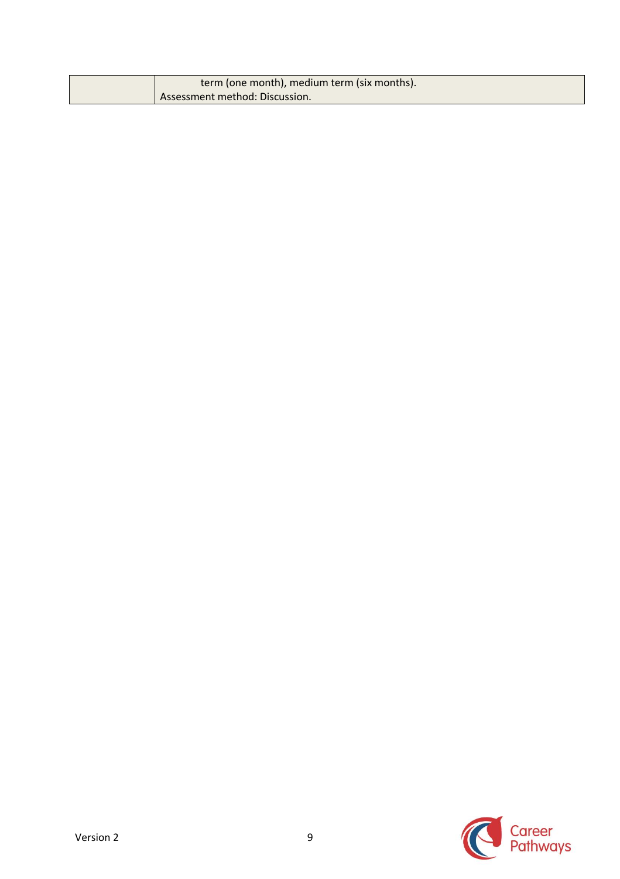| | |
|---|---|
| | term (one month), medium term (six months).<br>Assessment method: Discussion. |